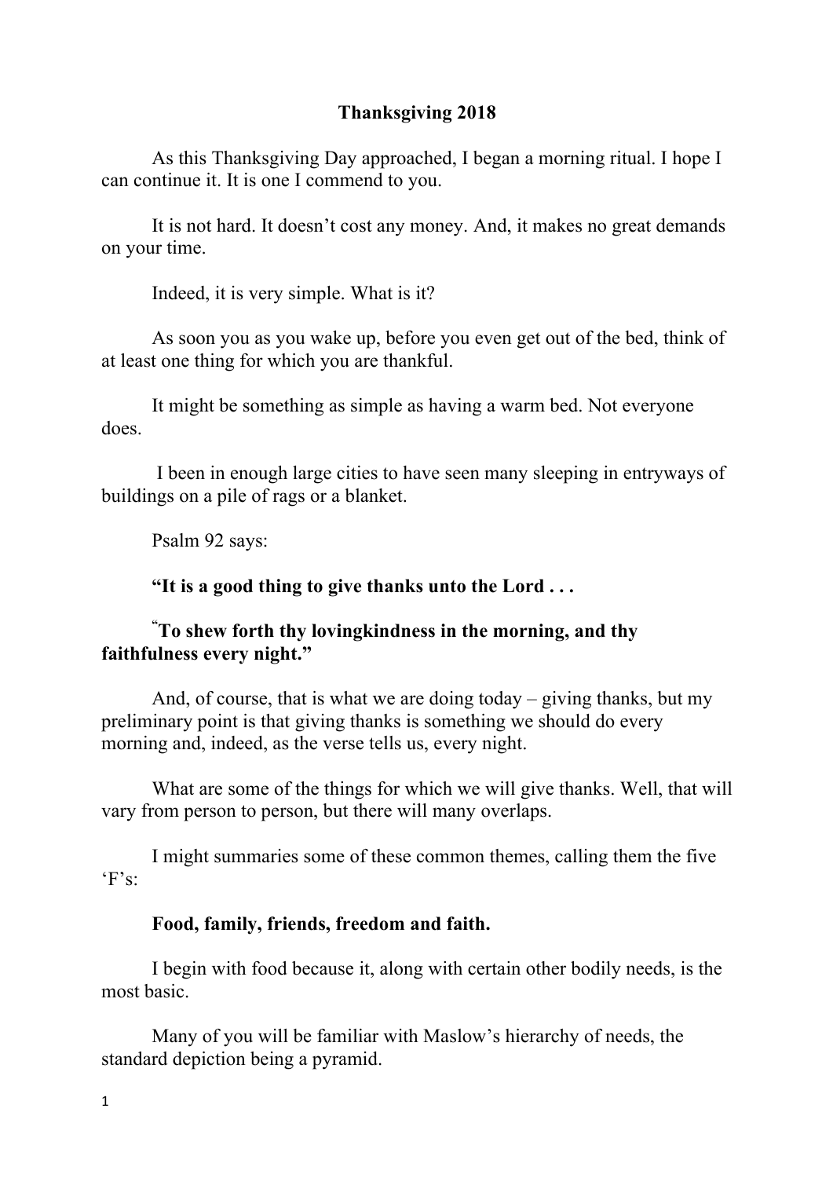**Thanksgiving 2018**

As this Thanksgiving Day approached, I began a morning ritual. I hope I can continue it. It is one I commend to you.

It is not hard. It doesn't cost any money. And, it makes no great demands on your time.

Indeed, it is very simple. What is it?

As soon you as you wake up, before you even get out of the bed, think of at least one thing for which you are thankful.

It might be something as simple as having a warm bed. Not everyone does.

I been in enough large cities to have seen many sleeping in entryways of buildings on a pile of rags or a blanket.

Psalm 92 says:

**"It is a good thing to give thanks unto the Lord . . .**

**"To shew forth thy lovingkindness in the morning, and thy faithfulness every night."**

And, of course, that is what we are doing today – giving thanks, but my preliminary point is that giving thanks is something we should do every morning and, indeed, as the verse tells us, every night.

What are some of the things for which we will give thanks. Well, that will vary from person to person, but there will many overlaps.

I might summaries some of these common themes, calling them the five 'F's:

**Food, family, friends, freedom and faith.**

I begin with food because it, along with certain other bodily needs, is the most basic.

Many of you will be familiar with Maslow's hierarchy of needs, the standard depiction being a pyramid.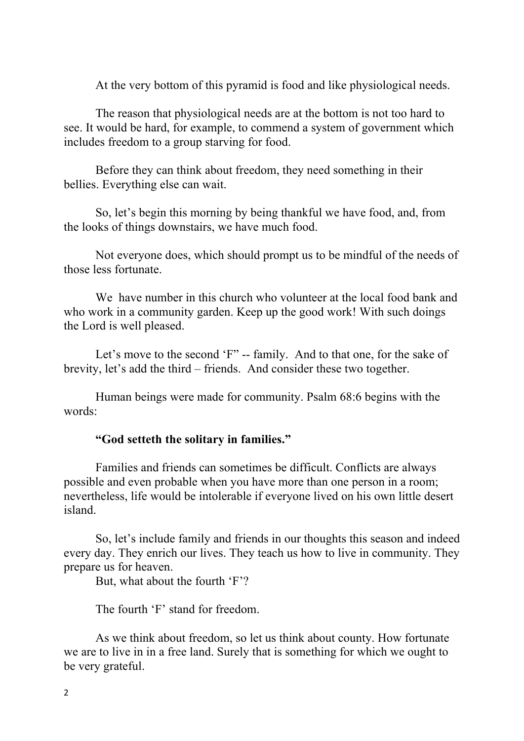At the very bottom of this pyramid is food and like physiological needs.

The reason that physiological needs are at the bottom is not too hard to see. It would be hard, for example, to commend a system of government which includes freedom to a group starving for food.

Before they can think about freedom, they need something in their bellies. Everything else can wait.

So, let's begin this morning by being thankful we have food, and, from the looks of things downstairs, we have much food.

Not everyone does, which should prompt us to be mindful of the needs of those less fortunate.

We have number in this church who volunteer at the local food bank and who work in a community garden. Keep up the good work! With such doings the Lord is well pleased.

Let's move to the second 'F" -- family. And to that one, for the sake of brevity, let's add the third – friends. And consider these two together.

Human beings were made for community. Psalm 68:6 begins with the words:

**"God setteth the solitary in families."**

Families and friends can sometimes be difficult. Conflicts are always possible and even probable when you have more than one person in a room; nevertheless, life would be intolerable if everyone lived on his own little desert island.

So, let's include family and friends in our thoughts this season and indeed every day. They enrich our lives. They teach us how to live in community. They prepare us for heaven.

But, what about the fourth 'F'?

The fourth 'F' stand for freedom.

As we think about freedom, so let us think about county. How fortunate we are to live in in a free land. Surely that is something for which we ought to be very grateful.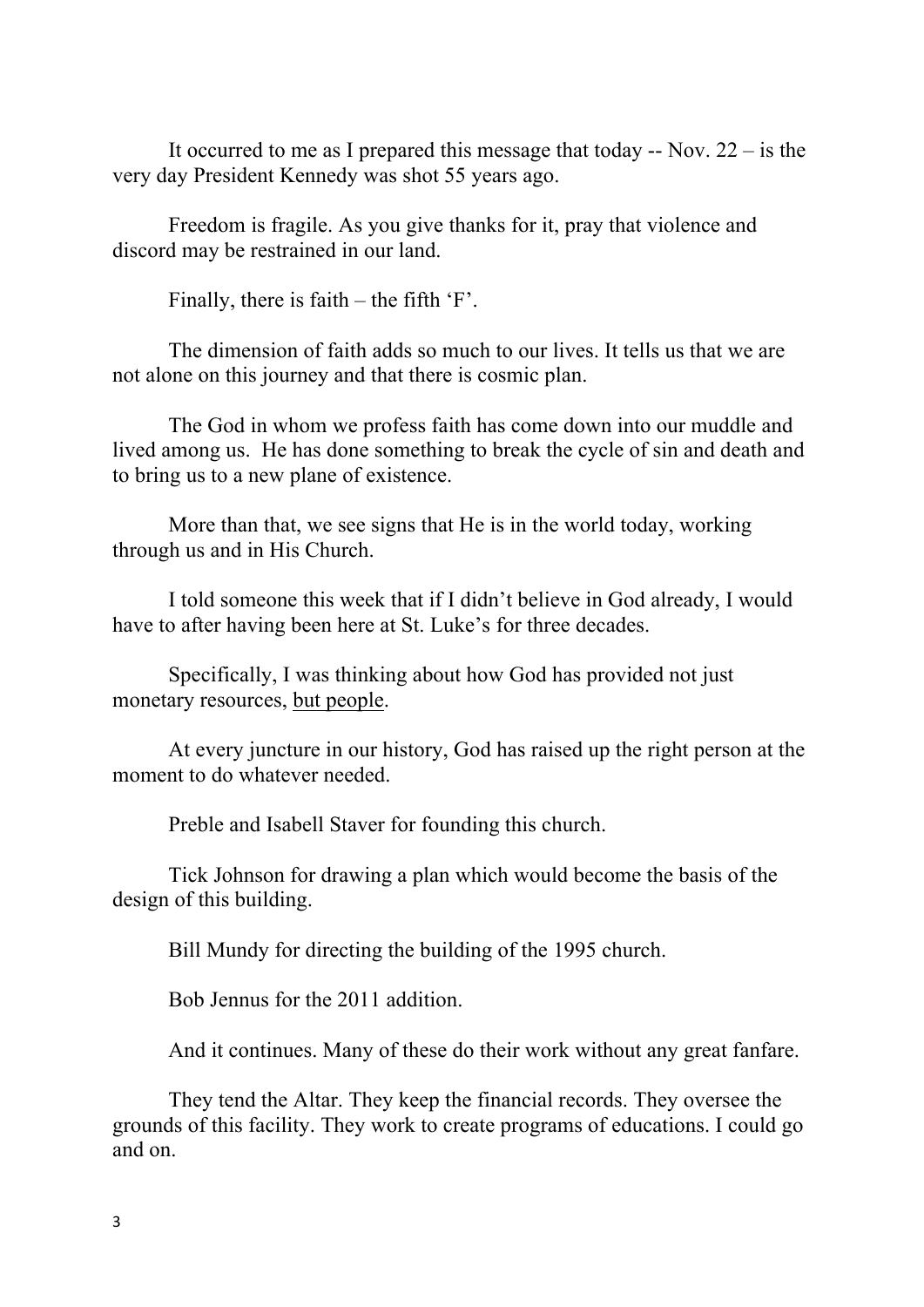It occurred to me as I prepared this message that today -- Nov. 22 – is the very day President Kennedy was shot 55 years ago.

Freedom is fragile. As you give thanks for it, pray that violence and discord may be restrained in our land.

Finally, there is faith – the fifth 'F'.

The dimension of faith adds so much to our lives. It tells us that we are not alone on this journey and that there is cosmic plan.

The God in whom we profess faith has come down into our muddle and lived among us. He has done something to break the cycle of sin and death and to bring us to a new plane of existence.

More than that, we see signs that He is in the world today, working through us and in His Church.

I told someone this week that if I didn't believe in God already, I would have to after having been here at St. Luke's for three decades.

Specifically, I was thinking about how God has provided not just monetary resources, <u>but people</u>.

At every juncture in our history, God has raised up the right person at the moment to do whatever needed.

Preble and Isabell Staver for founding this church.

Tick Johnson for drawing a plan which would become the basis of the design of this building.

Bill Mundy for directing the building of the 1995 church.

Bob Jennus for the 2011 addition.

And it continues. Many of these do their work without any great fanfare.

They tend the Altar. They keep the financial records. They oversee the grounds of this facility. They work to create programs of educations. I could go and on.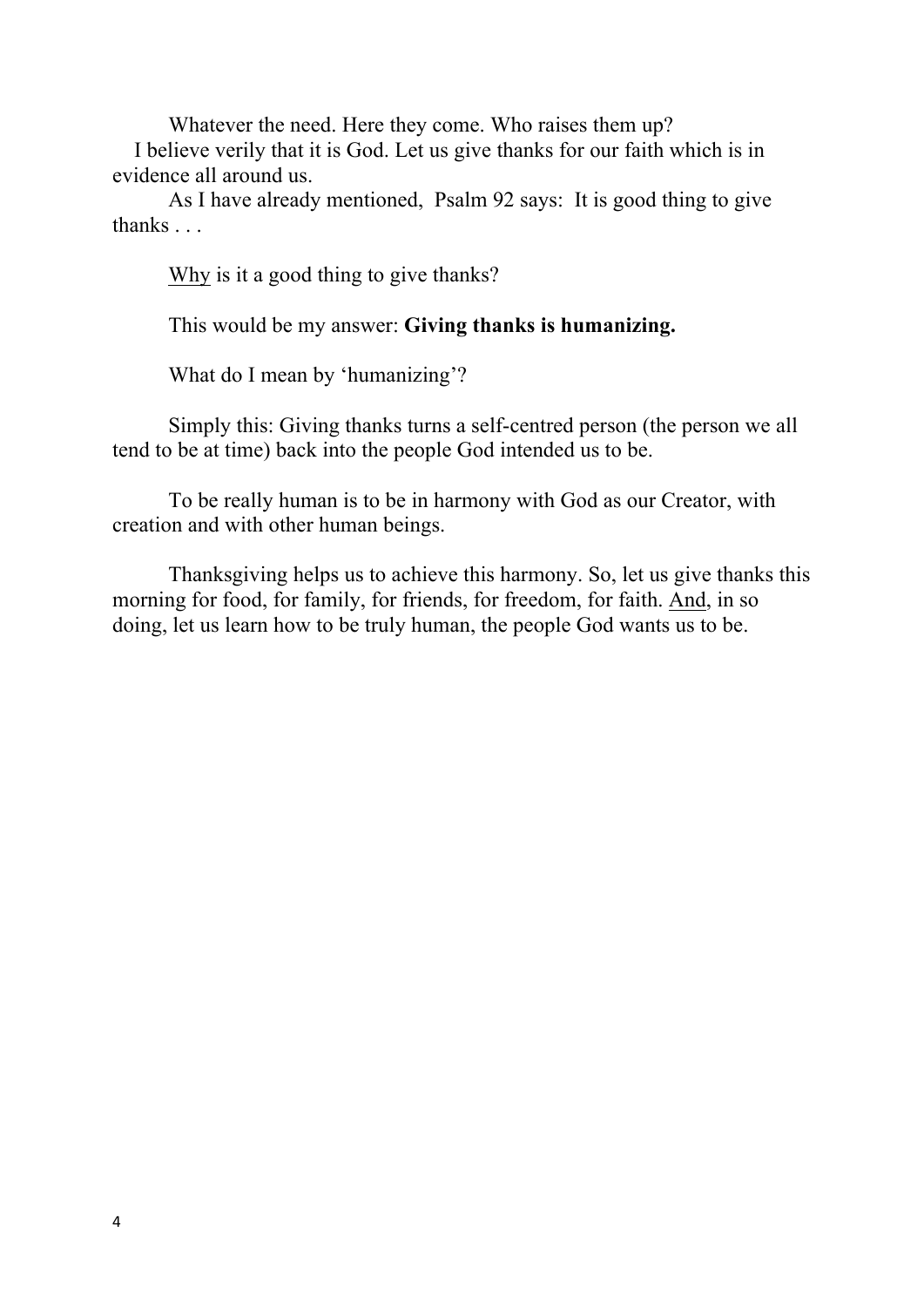Whatever the need. Here they come. Who raises them up?

I believe verily that it is God. Let us give thanks for our faith which is in evidence all around us.

As I have already mentioned,  Psalm 92 says:  It is good thing to give thanks . . .

<u>Why</u> is it a good thing to give thanks?

This would be my answer: **Giving thanks is humanizing.**

What do I mean by ‘humanizing’?

Simply this: Giving thanks turns a self-centred person (the person we all tend to be at time) back into the people God intended us to be.

To be really human is to be in harmony with God as our Creator, with creation and with other human beings.

Thanksgiving helps us to achieve this harmony. So, let us give thanks this morning for food, for family, for friends, for freedom, for faith. <u>And</u>, in so doing, let us learn how to be truly human, the people God wants us to be.